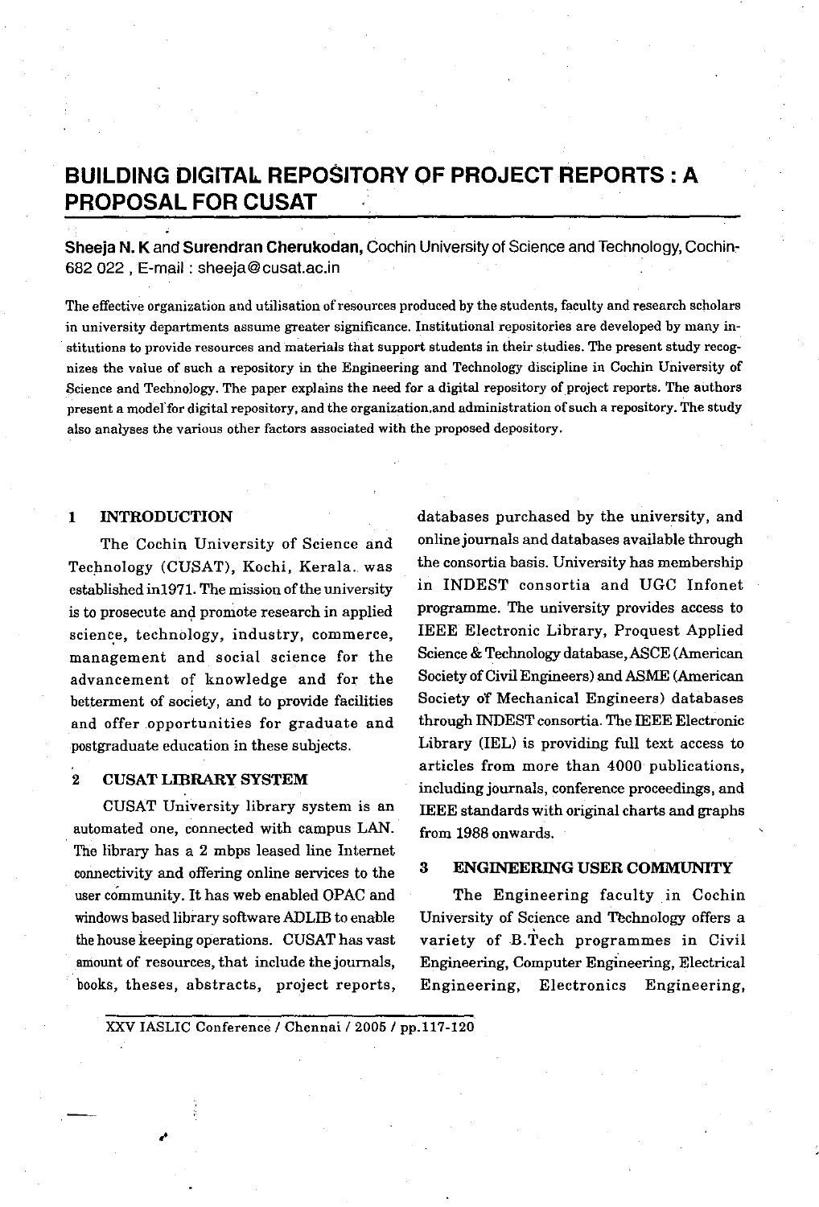# BUILDING DIGITAL REPOSITORY OF PROJECT REPORTS : A PROPOSAL FOR CUSAT

**Sheeja N. K** and **Surendran Cherukodan,** Cochin University of Science and Technology, Cochin-682 022 , E-mail : sheeja@cusat.ac.in

The effective organization and utilisation of resources produced by the students, faculty and research scholars in university departments assume greater significance. Institutional repositories are developed by many institutions to provide resources and materials that support students in their studies. The present study recognizes the value of such a repository in the Engineering and Technology discipline in Cochin University of Science and Technology. The paper explains the need for a digital repository of project reports. The authors present a model for digital repository, and the organization and administration of such a repository. The study also analyses the various other factors associated with the proposed depository.

## 1 INTRODUCTION

The Cochin University of Science and Technology (CUSAT), Kochi, Kerala. was established in1971. The mission of the university is to prosecute and promote research in applied science, technology, industry, commerce, management and social science for the advancement of knowledge and for the betterment of society, and to provide facilities and offer opportunities for graduate and postgraduate education in these subjects.

## 2 CUSAT LIBRARY SYSTEM

CUSAT University library system is an automated one, connected with campus LAN. The library has a 2 mbps leased line Internet connectivity and offering online services to the user community. It has web enabled OPAC and windows based library software ADLIB to enable the house keeping operations. CUSAT has vast amount of resources, that include the journals, books, theses, abstracts, project reports, databases purchased by the university, and online journals and databases available through the consortia basis. University has membership in INDEST consortia and UGC Infonet programme. The university provides access to IEEE Electronic Library, Proquest Applied Science & Technology database, ASCE (American Society of Civil Engineers) and ASME (American Society of Mechanical Engineers) databases through INDEST consortia. The IEEE Electronic Library (IEL) is providing full text access to articles from more than 4000 publications, including journals, conference proceedings, and IEEE standards with original charts and graphs from 1988 onwards.

## 3 ENGINEERING USER COMMUNITY

The Engineering faculty in Cochin University of Science and Technology offers a variety of B.Tech programmes in Civil Engineering, Computer Engineering, Electrical Engineering, Electronics Engineering,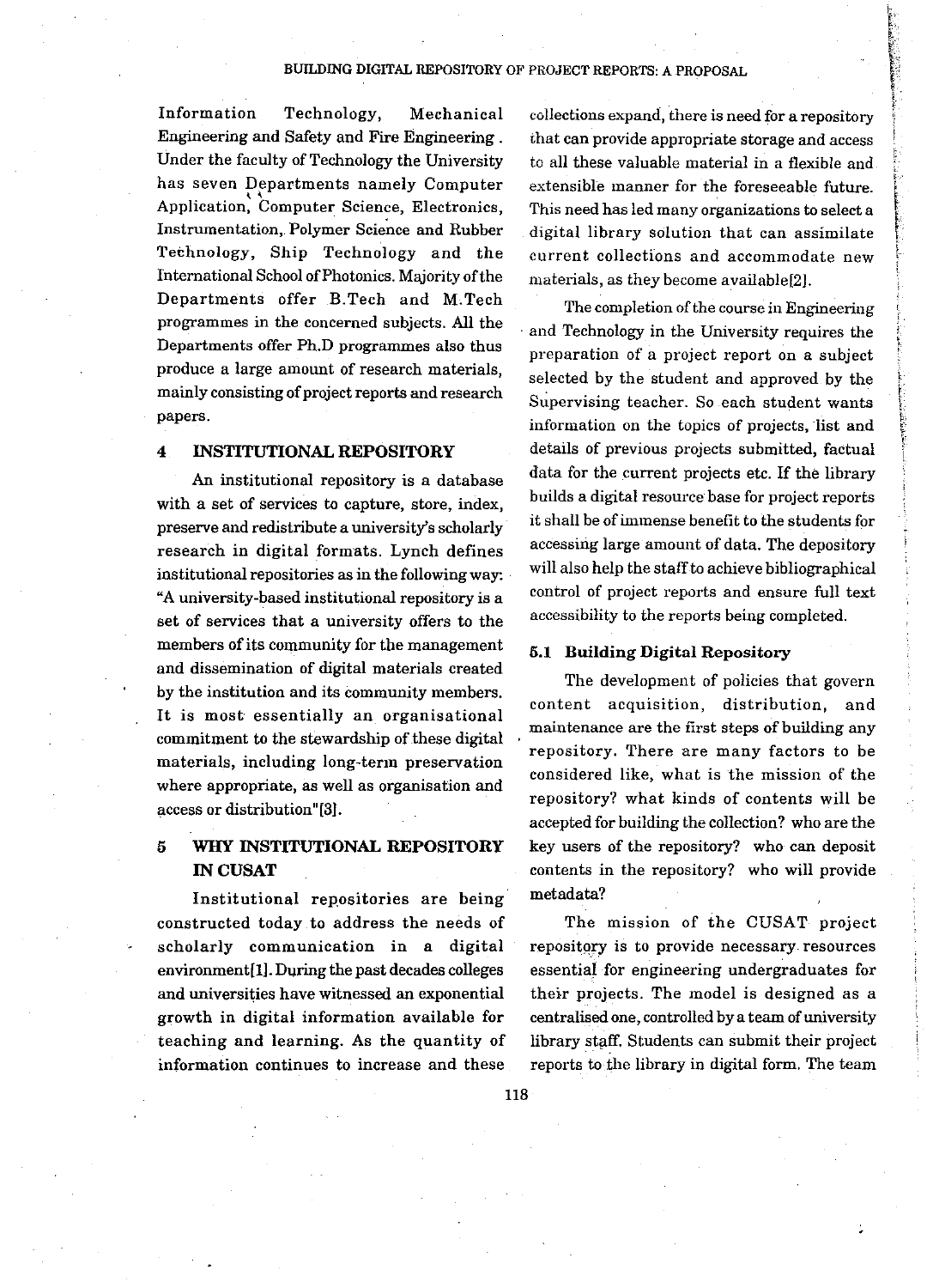Information Technology, Mechanical Engineering and Safety and Fire Engineering . Under the faculty of Technology the University has seven Departments namely Computer Application, Computer Science, Electronics, Instrumentation, Polymer Science and Rubber Technology, Ship Technology and the International School of Photonics. Majority of the Departments offer B.Tech and M.Tech programmes in the concerned subjects. All the Departments offer Ph.D programmes also thus produce a large amount of research materials, mainly consisting of project reports and research papers.

## 4 INSTITUTIONAL REPOSITORY

An institutional repository is a database with a set of services to capture, store, index, preserve and redistribute a university's scholarly research in digital formats. Lynch defines institutional repositories as in the following way: "A university-based institutional repository is a set of services that a university offers to the members of its community for the management and dissemination of digital materials created by the institution and its community members. It is most essentially an organisational commitment to the stewardship of these digital materials, including long-term preservation where appropriate, as well as organisation and access or distribution"[3].

## 5 WHY INSTITUTIONAL REPOSITORY IN CUSAT

Institutional repositories are being constructed today to address the needs of scholarly communication in a digital environment[1]. During the past decades colleges and universities have witnessed an exponential growth in digital information available for teaching and learning. As the quantity of information continues to increase and these collections expand, there is need for a repository that can provide appropriate storage and access to all these valuable material in a flexible and extensible manner for the foreseeable future. This need has led many organizations to select a digital library solution that can assimilate current collections and accommodate new materials, as they become available[2].

The completion of the course in Engineering and Technology in the University requires the preparation of a project report on a subject selected by the student and approved by the Supervising teacher. So each student wants information on the topics of projects, list and details of previous projects submitted, factual data for the current projects etc. If the library builds a digital resource base for project reports it shall be of immense benefit to the students for accessing large amount of data. The depository will also help the staff to achieve bibliographical control of project reports and ensure full text accessibility to the reports being completed.

### 5.1 Building Digital Repository

The development of policies that govern content acquisition, distribution, and maintenance are the first steps of building any repository. There are many factors to be considered like, what is the mission of the repository? what kinds of contents will be accepted for building the collection? who are the key users of the repository? who can deposit contents in the repository? who will provide metadata?

The mission of the CUSAT project repository is to provide necessary resources essential for engineering undergraduates for their projects. The model is designed as a centralised one, controlled by a team of university library staff. Students can submit their project reports to the library in digital form. The team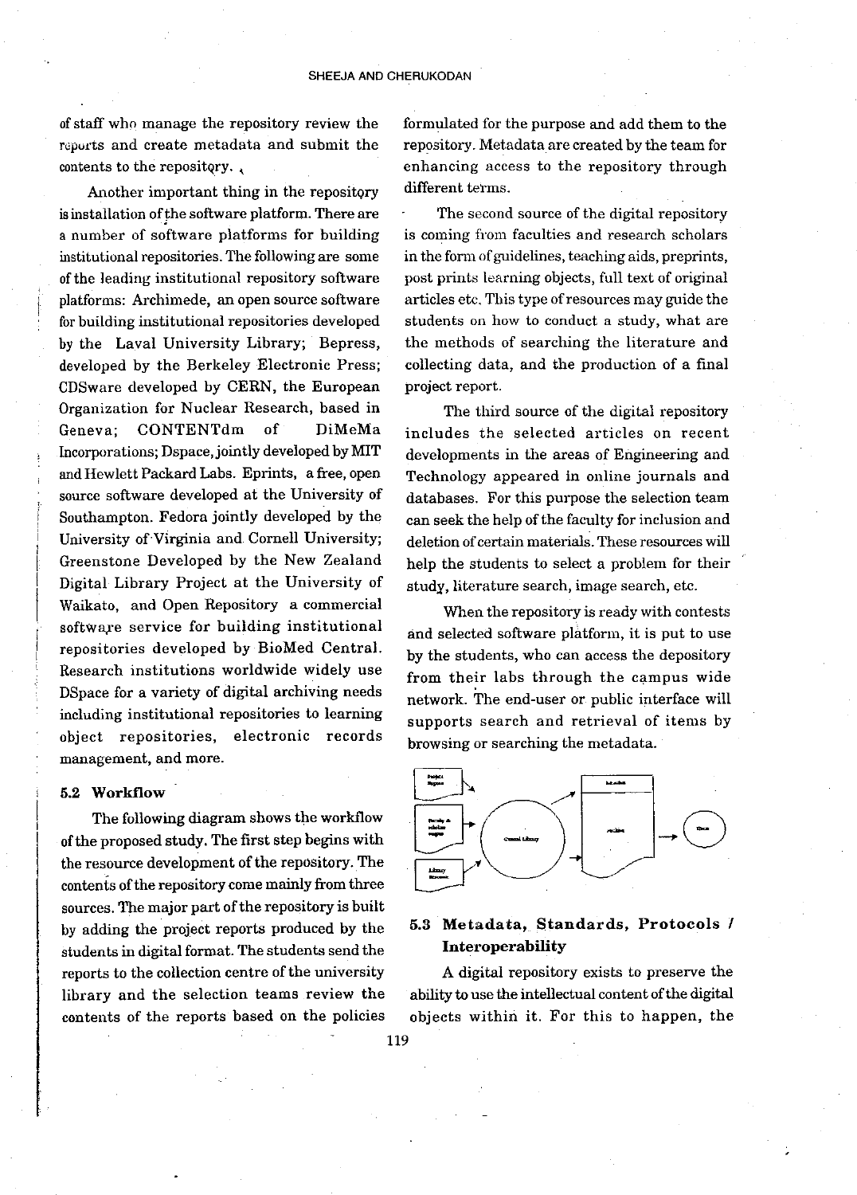of staff who manage the repository review the reports and create metadata and submit the contents to the repository.

Another important thing in the repository is installation of the software platform. There are a number of software platforms for building institutional repositories. The following are some of the leading institutional repository software platforms: Archimede, an open source software for building institutional repositories developed by the Laval University Library; Bepress, developed by the Berkeley Electronic Press; CDSware developed by CERN, the European Organization for Nuclear Research, based in Geneva; CONTENTdm of DiMeMa Incorporations; Dspace, jointly developed by MIT and Hewlett Packard Labs. Eprints, a free, open source software developed at the University of Southampton. Fedora jointly developed by the University of Virginia and Cornell University; Greenstone Developed by the New Zealand Digital Library Project at the University of Waikato, and Open Repository a commercial software service for building institutional repositories developed by BioMed Central. Research institutions worldwide widely use DSpace for a variety of digital archiving needs including institutional repositories to learning object repositories, electronic records management, and more.

### 5.2 Workflow

The following diagram shows the workflow of the proposed study. The first step begins with the resource development of the repository. The contents of the repository come mainly from three sources. The major part of the repository is built by adding the project reports produced by the students in digital format. The students send the reports to the collection centre of the university library and the selection teams review the contents of the reports based on the policies formulated for the purpose and add them to the repository. Metadata are created by the team for enhancing access to the repository through different terms.

The second source of the digital repository is coming from faculties and research scholars in the form of guidelines, teaching aids, preprints, post prints learning objects, full text of original articles etc. This type of resources may guide the students on how to conduct a study, what are the methods of searching the literature and collecting data, and the production of a final project report.

The third source of the digital repository includes the selected articles on recent developments in the areas of Engineering and Technology appeared in online journals and databases. For this purpose the selection team can seek the help of the faculty for inclusion and deletion of certain materials. These resources will help the students to select a problem for their study, literature search, image search, etc.

When the repository is ready with contests and selected software platform, it is put to use by the students, who can access the depository from their labs through the campus wide network. The end-user or public interface will supports search and retrieval of items by browsing or searching the metadata.

### 5.3 Metadata, Standards, Protocols / Interoperability

A digital repository exists to preserve the ability to use the intellectual content of the digital objects within it. For this to happen, the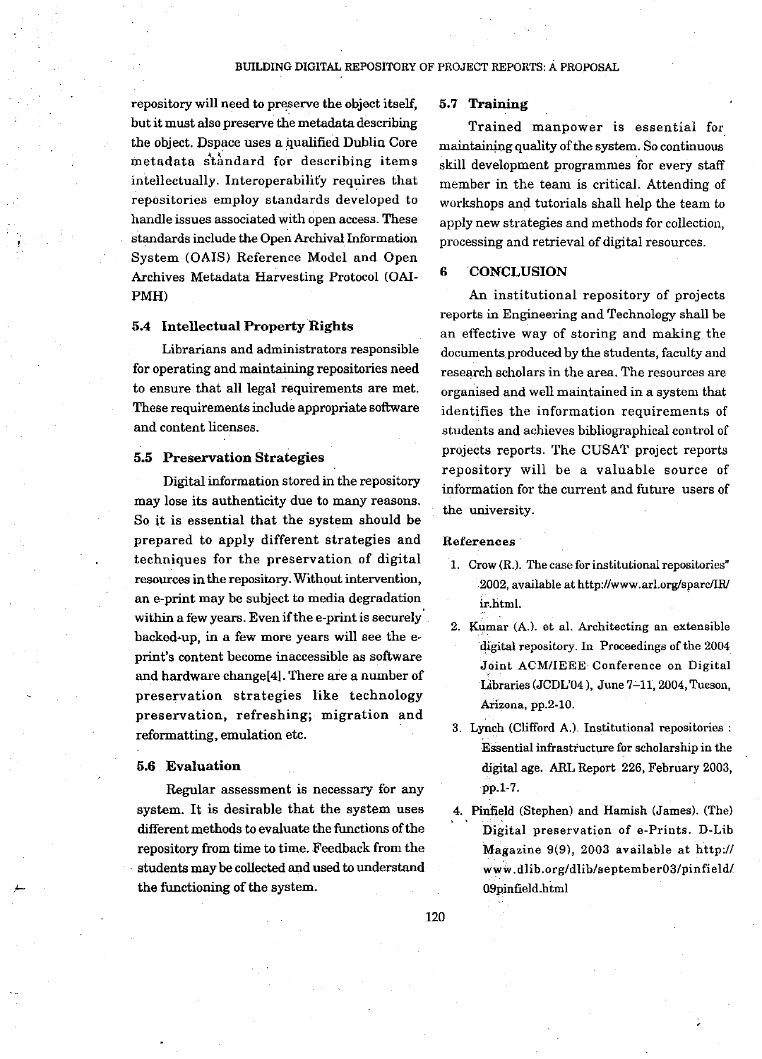repository will need to preserve the object itself, but it must also preserve the metadata describing the object. Dspace uses a qualified Dublin Core metadata standard for describing items intellectually. Interoperability requires that repositories employ standards developed to handle issues associated with open access. These standards include the Open Archival Information System (OAIS) Reference Model and Open Archives Metadata Harvesting Protocol (OAI-PMH)

### 5.4 Intellectual Property Rights

Librarians and administrators responsible for operating and maintaining repositories need to ensure that all legal requirements are met. These requirements include appropriate software and content licenses.

### 5.5 Preservation Strategies

Digital information stored in the repository may lose its authenticity due to many reasons. So it is essential that the system should be prepared to apply different strategies and techniques for the preservation of digital resources in the repository. Without intervention, an e-print may be subject to media degradation within a few years. Even if the e-print is securely backed-up, in a few more years will see the e-print's content become inaccessible as software and hardware change[4]. There are a number of preservation strategies like technology preservation, refreshing; migration and reformatting, emulation etc.

### 5.6 Evaluation

Regular assessment is necessary for any system. It is desirable that the system uses different methods to evaluate the functions of the repository from time to time. Feedback from the students may be collected and used to understand the functioning of the system.

### 5.7 Training

Trained manpower is essential for maintaining quality of the system. So continuous skill development programmes for every staff member in the team is critical. Attending of workshops and tutorials shall help the team to apply new strategies and methods for collection, processing and retrieval of digital resources.

## 6 CONCLUSION

An institutional repository of projects reports in Engineering and Technology shall be an effective way of storing and making the documents produced by the students, faculty and research scholars in the area. The resources are organised and well maintained in a system that identifies the information requirements of students and achieves bibliographical control of projects reports. The CUSAT project reports repository will be a valuable source of information for the current and future users of the university.

### References

1. Crow (R.). The case for institutional repositories" 2002, available at http://www.arl.org/sparc/IR/ir.html.
2. Kumar (A.). et al. Architecting an extensible digital repository. In Proceedings of the 2004 Joint ACM/IEEE Conference on Digital Libraries (JCDL'04), June 7–11, 2004, Tueson, Arizona, pp.2-10.
3. Lynch (Clifford A.). Institutional repositories : Essential infrastructure for scholarship in the digital age. ARL Report 226, February 2003, pp.1-7.
4. Pinfield (Stephen) and Hamish (James). (The) Digital preservation of e-Prints. D-Lib Magazine 9(9), 2003 available at http://www.dlib.org/dlib/september03/pinfield/09pinfield.html